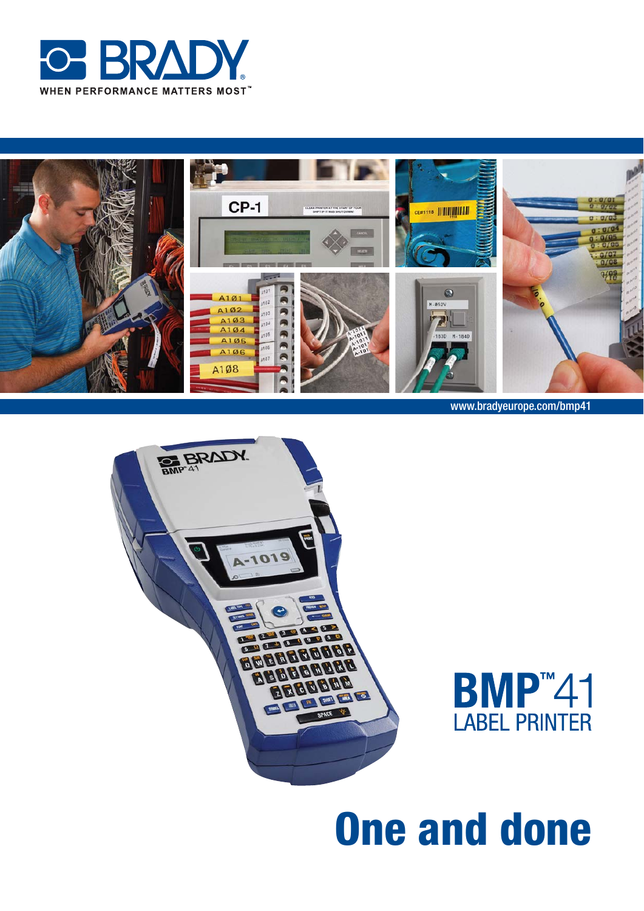BRADY

WHEN PERFORMANCE MATTERS MOST™

www.bradyeurope.com/bmp41

# BMP™41

## LABEL PRINTER

# One and done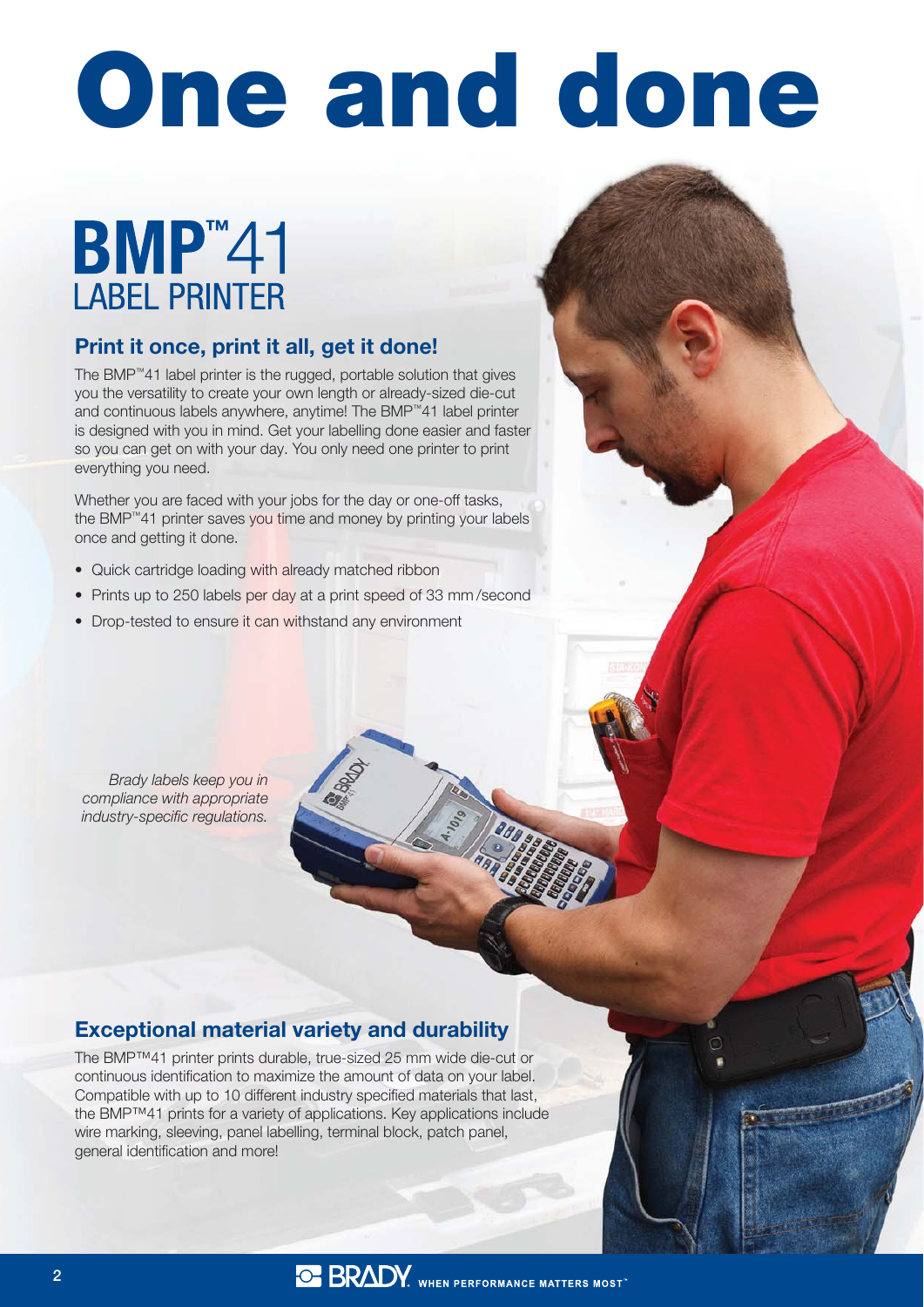# One and done

## BMP™41 LABEL PRINTER

### Print it once, print it all, get it done!

The BMP™41 label printer is the rugged, portable solution that gives you the versatility to create your own length or already-sized die-cut and continuous labels anywhere, anytime! The BMP™41 label printer is designed with you in mind. Get your labelling done easier and faster so you can get on with your day. You only need one printer to print everything you need.

Whether you are faced with your jobs for the day or one-off tasks, the BMP™41 printer saves you time and money by printing your labels once and getting it done.

- Quick cartridge loading with already matched ribbon
- Prints up to 250 labels per day at a print speed of 33 mm/second
- Drop-tested to ensure it can withstand any environment

*Brady labels keep you in compliance with appropriate industry-specific regulations.*

### Exceptional material variety and durability

The BMP™41 printer prints durable, true-sized 25 mm wide die-cut or continuous identification to maximize the amount of data on your label. Compatible with up to 10 different industry specified materials that last, the BMP™41 prints for a variety of applications. Key applications include wire marking, sleeving, panel labelling, terminal block, patch panel, general identification and more!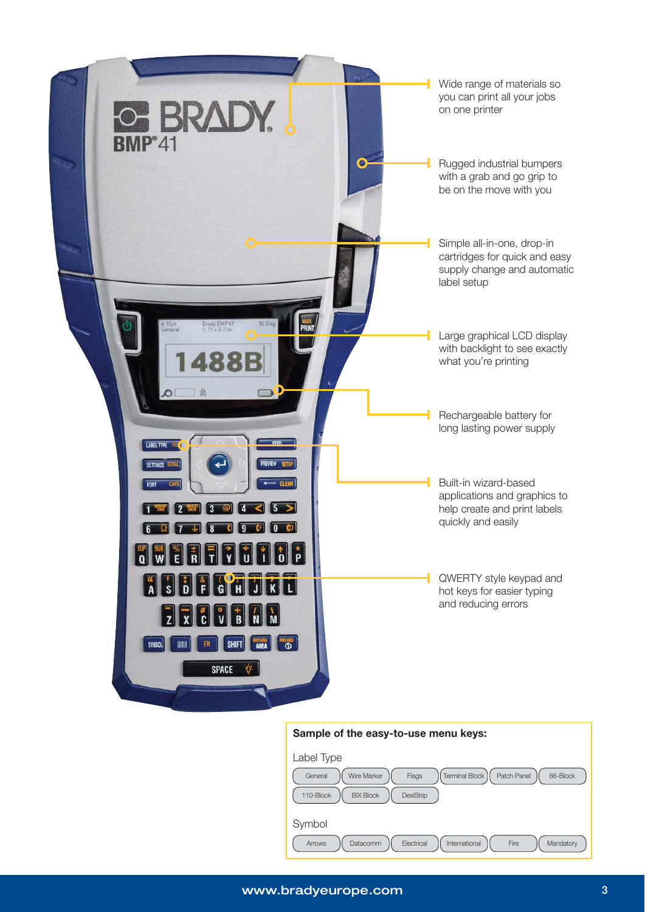- Wide range of materials so you can print all your jobs on one printer
- Rugged industrial bumpers with a grab and go grip to be on the move with you
- Simple all-in-one, drop-in cartridges for quick and easy supply change and automatic label setup
- Large graphical LCD display with backlight to see exactly what you're printing
- Rechargeable battery for long lasting power supply
- Built-in wizard-based applications and graphics to help create and print labels quickly and easily
- QWERTY style keypad and hot keys for easier typing and reducing errors

**Sample of the easy-to-use menu keys:**

Label Type

General | Wire Marker | Flags | Terminal Block | Patch Panel | 66-Block | 110-Block | BIX Block | DesiStrip

Symbol

Arrows | Datacomm | Electrical | International | Fire | Mandatory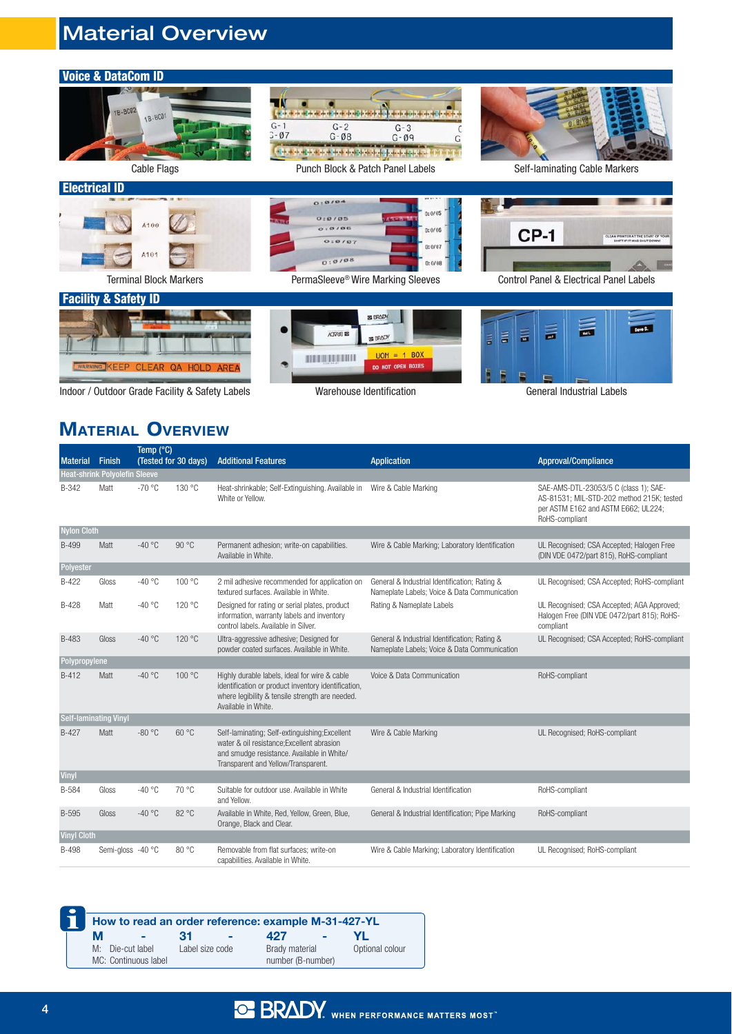# Material Overview

## Voice & DataCom ID

Cable Flags

Punch Block & Patch Panel Labels

Self-laminating Cable Markers

## Electrical ID

Terminal Block Markers

PermaSleeve® Wire Marking Sleeves

Control Panel & Electrical Panel Labels

## Facility & Safety ID

Indoor / Outdoor Grade Facility & Safety Labels

Warehouse Identification

General Industrial Labels

## Material Overview

| Material | Finish | Temp (°C) (Tested for 30 days) | | Additional Features | Application | Approval/Compliance |
|---|---|---|---|---|---|---|
| **Heat-shrink Polyolefin Sleeve** | | | | | | |
| B-342 | Matt | -70 °C | 130 °C | Heat-shrinkable; Self-Extinguishing. Available in White or Yellow. | Wire & Cable Marking | SAE-AMS-DTL-23053/5 C (class 1); SAE-AS-81531; MIL-STD-202 method 215K; tested per ASTM E162 and ASTM E662; UL224; RoHS-compliant |
| **Nylon Cloth** | | | | | | |
| B-499 | Matt | -40 °C | 90 °C | Permanent adhesion; write-on capabilities. Available in White. | Wire & Cable Marking; Laboratory Identification | UL Recognised; CSA Accepted; Halogen Free (DIN VDE 0472/part 815), RoHS-compliant |
| **Polyester** | | | | | | |
| B-422 | Gloss | -40 °C | 100 °C | 2 mil adhesive recommended for application on textured surfaces. Available in White. | General & Industrial Identification; Rating & Nameplate Labels; Voice & Data Communication | UL Recognised; CSA Accepted; RoHS-compliant |
| B-428 | Matt | -40 °C | 120 °C | Designed for rating or serial plates, product information, warranty labels and inventory control labels. Available in Silver. | Rating & Nameplate Labels | UL Recognised; CSA Accepted; AGA Approved; Halogen Free (DIN VDE 0472/part 815); RoHS-compliant |
| B-483 | Gloss | -40 °C | 120 °C | Ultra-aggressive adhesive; Designed for powder coated surfaces. Available in White. | General & Industrial Identification; Rating & Nameplate Labels; Voice & Data Communication | UL Recognised; CSA Accepted; RoHS-compliant |
| **Polypropylene** | | | | | | |
| B-412 | Matt | -40 °C | 100 °C | Highly durable labels, ideal for wire & cable identification or product inventory identification, where legibility & tensile strength are needed. Available in White. | Voice & Data Communication | RoHS-compliant |
| **Self-laminating Vinyl** | | | | | | |
| B-427 | Matt | -80 °C | 60 °C | Self-laminating; Self-extinguishing;Excellent water & oil resistance;Excellent abrasion and smudge resistance. Available in White/Transparent and Yellow/Transparent. | Wire & Cable Marking | UL Recognised; RoHS-compliant |
| **Vinyl** | | | | | | |
| B-584 | Gloss | -40 °C | 70 °C | Suitable for outdoor use. Available in White and Yellow. | General & Industrial Identification | RoHS-compliant |
| B-595 | Gloss | -40 °C | 82 °C | Available in White, Red, Yellow, Green, Blue, Orange, Black and Clear. | General & Industrial Identification; Pipe Marking | RoHS-compliant |
| **Vinyl Cloth** | | | | | | |
| B-498 | Semi-gloss | -40 °C | 80 °C | Removable from flat surfaces; write-on capabilities. Available in White. | Wire & Cable Marking; Laboratory Identification | UL Recognised; RoHS-compliant |

**How to read an order reference: example M-31-427-YL**

| M | - | 31 | - | 427 | - | YL |
|---|---|---|---|---|---|---|
| M: Die-cut label<br>MC: Continuous label | | Label size code | | Brady material number (B-number) | | Optional colour |

BRADY. WHEN PERFORMANCE MATTERS MOST™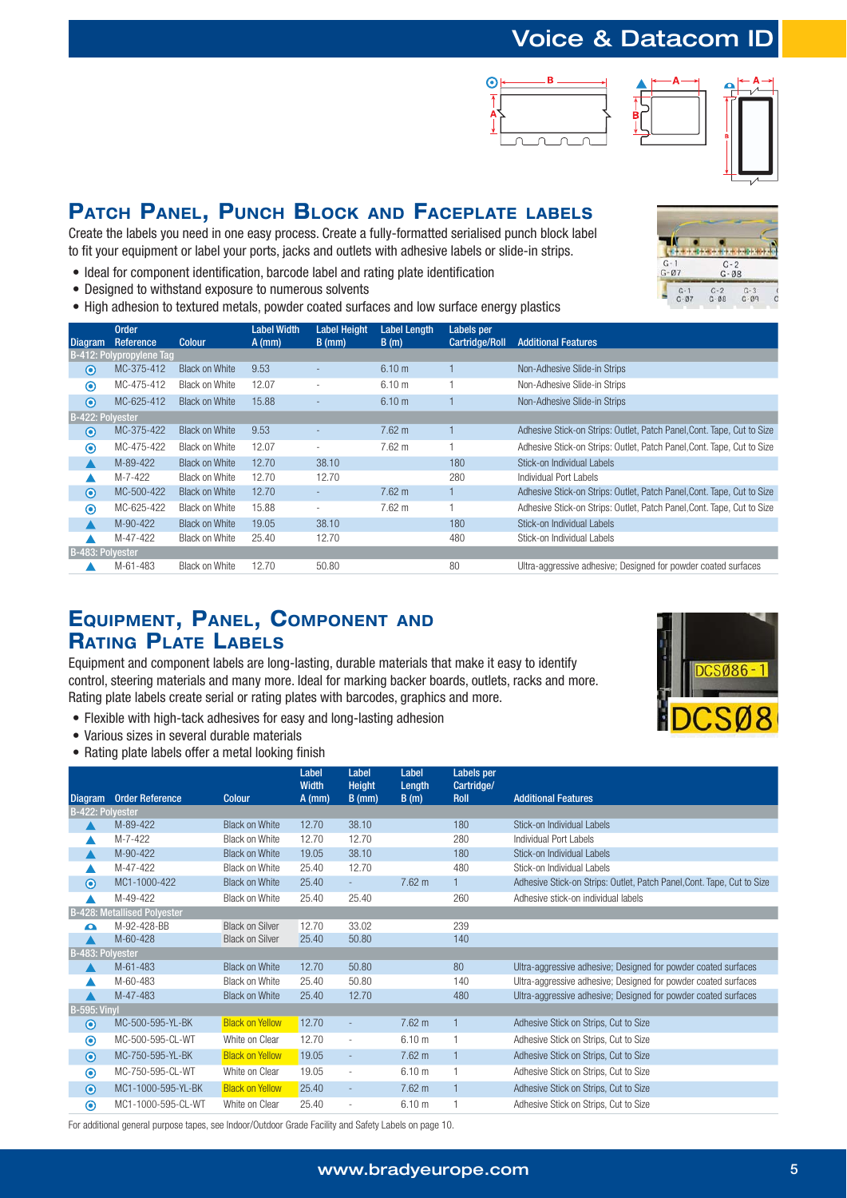# Voice & Datacom ID

## Patch Panel, Punch Block and Faceplate Labels

Create the labels you need in one easy process. Create a fully-formatted serialised punch block label to fit your equipment or label your ports, jacks and outlets with adhesive labels or slide-in strips.

- Ideal for component identification, barcode label and rating plate identification
- Designed to withstand exposure to numerous solvents
- High adhesion to textured metals, powder coated surfaces and low surface energy plastics

| Diagram | Order Reference | Colour | Label Width A (mm) | Label Height B (mm) | Label Length B (m) | Labels per Cartridge/Roll | Additional Features |
|---|---|---|---|---|---|---|---|
| **B-412: Polypropylene Tag** | | | | | | | |
| ⦿ | MC-375-412 | Black on White | 9.53 | - | 6.10 m | 1 | Non-Adhesive Slide-in Strips |
| ⦿ | MC-475-412 | Black on White | 12.07 | - | 6.10 m | 1 | Non-Adhesive Slide-in Strips |
| ⦿ | MC-625-412 | Black on White | 15.88 | - | 6.10 m | 1 | Non-Adhesive Slide-in Strips |
| **B-422: Polyester** | | | | | | | |
| ⦿ | MC-375-422 | Black on White | 9.53 | - | 7.62 m | 1 | Adhesive Stick-on Strips: Outlet, Patch Panel,Cont. Tape, Cut to Size |
| ⦿ | MC-475-422 | Black on White | 12.07 | - | 7.62 m | 1 | Adhesive Stick-on Strips: Outlet, Patch Panel,Cont. Tape, Cut to Size |
| ▲ | M-89-422 | Black on White | 12.70 | 38.10 | | 180 | Stick-on Individual Labels |
| ▲ | M-7-422 | Black on White | 12.70 | 12.70 | | 280 | Individual Port Labels |
| ⦿ | MC-500-422 | Black on White | 12.70 | - | 7.62 m | 1 | Adhesive Stick-on Strips: Outlet, Patch Panel,Cont. Tape, Cut to Size |
| ⦿ | MC-625-422 | Black on White | 15.88 | - | 7.62 m | 1 | Adhesive Stick-on Strips: Outlet, Patch Panel,Cont. Tape, Cut to Size |
| ▲ | M-90-422 | Black on White | 19.05 | 38.10 | | 180 | Stick-on Individual Labels |
| ▲ | M-47-422 | Black on White | 25.40 | 12.70 | | 480 | Stick-on Individual Labels |
| **B-483: Polyester** | | | | | | | |
| ▲ | M-61-483 | Black on White | 12.70 | 50.80 | | 80 | Ultra-aggressive adhesive; Designed for powder coated surfaces |

## Equipment, Panel, Component and Rating Plate Labels

Equipment and component labels are long-lasting, durable materials that make it easy to identify control, steering materials and many more. Ideal for marking backer boards, outlets, racks and more. Rating plate labels create serial or rating plates with barcodes, graphics and more.

- Flexible with high-tack adhesives for easy and long-lasting adhesion
- Various sizes in several durable materials
- Rating plate labels offer a metal looking finish

| Diagram | Order Reference | Colour | Label Width A (mm) | Label Height B (mm) | Label Length B (m) | Labels per Cartridge/ Roll | Additional Features |
|---|---|---|---|---|---|---|---|
| **B-422: Polyester** | | | | | | | |
| ▲ | M-89-422 | Black on White | 12.70 | 38.10 | | 180 | Stick-on Individual Labels |
| ▲ | M-7-422 | Black on White | 12.70 | 12.70 | | 280 | Individual Port Labels |
| ▲ | M-90-422 | Black on White | 19.05 | 38.10 | | 180 | Stick-on Individual Labels |
| ▲ | M-47-422 | Black on White | 25.40 | 12.70 | | 480 | Stick-on Individual Labels |
| ⦿ | MC1-1000-422 | Black on White | 25.40 | - | 7.62 m | 1 | Adhesive Stick-on Strips: Outlet, Patch Panel,Cont. Tape, Cut to Size |
| ▲ | M-49-422 | Black on White | 25.40 | 25.40 | | 260 | Adhesive stick-on individual labels |
| **B-428: Metallised Polyester** | | | | | | | |
| ⏶ | M-92-428-BB | Black on Silver | 12.70 | 33.02 | | 239 | |
| ▲ | M-60-428 | Black on Silver | 25.40 | 50.80 | | 140 | |
| **B-483: Polyester** | | | | | | | |
| ▲ | M-61-483 | Black on White | 12.70 | 50.80 | | 80 | Ultra-aggressive adhesive; Designed for powder coated surfaces |
| ▲ | M-60-483 | Black on White | 25.40 | 50.80 | | 140 | Ultra-aggressive adhesive; Designed for powder coated surfaces |
| ▲ | M-47-483 | Black on White | 25.40 | 12.70 | | 480 | Ultra-aggressive adhesive; Designed for powder coated surfaces |
| **B-595: Vinyl** | | | | | | | |
| ⦿ | MC-500-595-YL-BK | Black on Yellow | 12.70 | - | 7.62 m | 1 | Adhesive Stick on Strips, Cut to Size |
| ⦿ | MC-500-595-CL-WT | White on Clear | 12.70 | - | 6.10 m | 1 | Adhesive Stick on Strips, Cut to Size |
| ⦿ | MC-750-595-YL-BK | Black on Yellow | 19.05 | - | 7.62 m | 1 | Adhesive Stick on Strips, Cut to Size |
| ⦿ | MC-750-595-CL-WT | White on Clear | 19.05 | - | 6.10 m | 1 | Adhesive Stick on Strips, Cut to Size |
| ⦿ | MC1-1000-595-YL-BK | Black on Yellow | 25.40 | - | 7.62 m | 1 | Adhesive Stick on Strips, Cut to Size |
| ⦿ | MC1-1000-595-CL-WT | White on Clear | 25.40 | - | 6.10 m | 1 | Adhesive Stick on Strips, Cut to Size |

For additional general purpose tapes, see Indoor/Outdoor Grade Facility and Safety Labels on page 10.

www.bradyeurope.com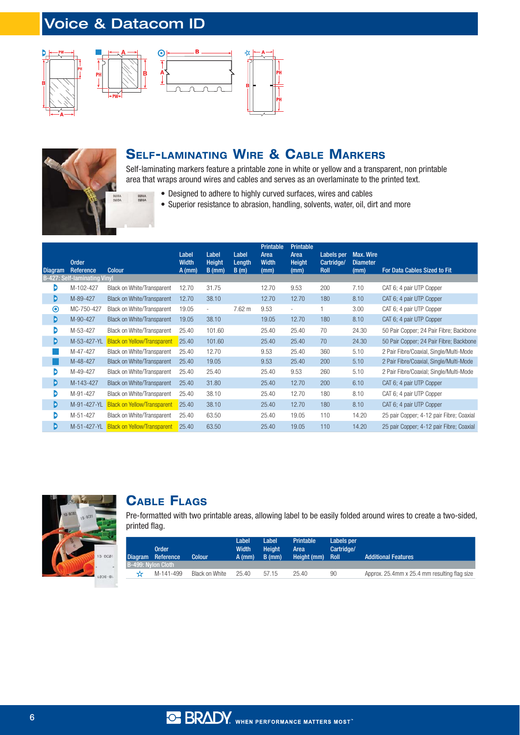# Voice & Datacom ID

## Self-laminating Wire & Cable Markers

Self-laminating markers feature a printable zone in white or yellow and a transparent, non printable area that wraps around wires and cables and serves as an overlaminate to the printed text.

- Designed to adhere to highly curved surfaces, wires and cables
- Superior resistance to abrasion, handling, solvents, water, oil, dirt and more

| Diagram | Order Reference | Colour | Label Width A (mm) | Label Height B (mm) | Label Length B (m) | Printable Area Width (mm) | Printable Area Height (mm) | Labels per Cartridge/ Roll | Max. Wire Diameter (mm) | For Data Cables Sized to Fit |
|---|---|---|---|---|---|---|---|---|---|---|
| **B-427: Self-laminating Vinyl** | | | | | | | | | | |
| | M-102-427 | Black on White/Transparent | 12.70 | 31.75 | | 12.70 | 9.53 | 200 | 7.10 | CAT 6; 4 pair UTP Copper |
| | M-89-427 | Black on White/Transparent | 12.70 | 38.10 | | 12.70 | 12.70 | 180 | 8.10 | CAT 6; 4 pair UTP Copper |
| | MC-750-427 | Black on White/Transparent | 19.05 | - | 7.62 m | 9.53 | - | 1 | 3.00 | CAT 6; 4 pair UTP Copper |
| | M-90-427 | Black on White/Transparent | 19.05 | 38.10 | | 19.05 | 12.70 | 180 | 8.10 | CAT 6; 4 pair UTP Copper |
| | M-53-427 | Black on White/Transparent | 25.40 | 101.60 | | 25.40 | 25.40 | 70 | 24.30 | 50 Pair Copper; 24 Pair Fibre; Backbone |
| | M-53-427-YL | Black on Yellow/Transparent | 25.40 | 101.60 | | 25.40 | 25.40 | 70 | 24.30 | 50 Pair Copper; 24 Pair Fibre; Backbone |
| | M-47-427 | Black on White/Transparent | 25.40 | 12.70 | | 9.53 | 25.40 | 360 | 5.10 | 2 Pair Fibre/Coaxial, Single/Multi-Mode |
| | M-48-427 | Black on White/Transparent | 25.40 | 19.05 | | 9.53 | 25.40 | 200 | 5.10 | 2 Pair Fibre/Coaxial, Single/Multi-Mode |
| | M-49-427 | Black on White/Transparent | 25.40 | 25.40 | | 25.40 | 9.53 | 260 | 5.10 | 2 Pair Fibre/Coaxial; Single/Multi-Mode |
| | M-143-427 | Black on White/Transparent | 25.40 | 31.80 | | 25.40 | 12.70 | 200 | 6.10 | CAT 6; 4 pair UTP Copper |
| | M-91-427 | Black on White/Transparent | 25.40 | 38.10 | | 25.40 | 12.70 | 180 | 8.10 | CAT 6; 4 pair UTP Copper |
| | M-91-427-YL | Black on Yellow/Transparent | 25.40 | 38.10 | | 25.40 | 12.70 | 180 | 8.10 | CAT 6; 4 pair UTP Copper |
| | M-51-427 | Black on White/Transparent | 25.40 | 63.50 | | 25.40 | 19.05 | 110 | 14.20 | 25 pair Copper; 4-12 pair Fibre; Coaxial |
| | M-51-427-YL | Black on Yellow/Transparent | 25.40 | 63.50 | | 25.40 | 19.05 | 110 | 14.20 | 25 pair Copper; 4-12 pair Fibre; Coaxial |

## Cable Flags

Pre-formatted with two printable areas, allowing label to be easily folded around wires to create a two-sided, printed flag.

| Diagram | Order Reference | Colour | Label Width A (mm) | Label Height B (mm) | Printable Area Height (mm) | Labels per Cartridge/ Roll | Additional Features |
|---|---|---|---|---|---|---|---|
| **B-499: Nylon Cloth** | | | | | | | |
| ☆ | M-141-499 | Black on White | 25.40 | 57.15 | 25.40 | 90 | Approx. 25.4mm x 25.4 mm resulting flag size |

BRADY WHEN PERFORMANCE MATTERS MOST™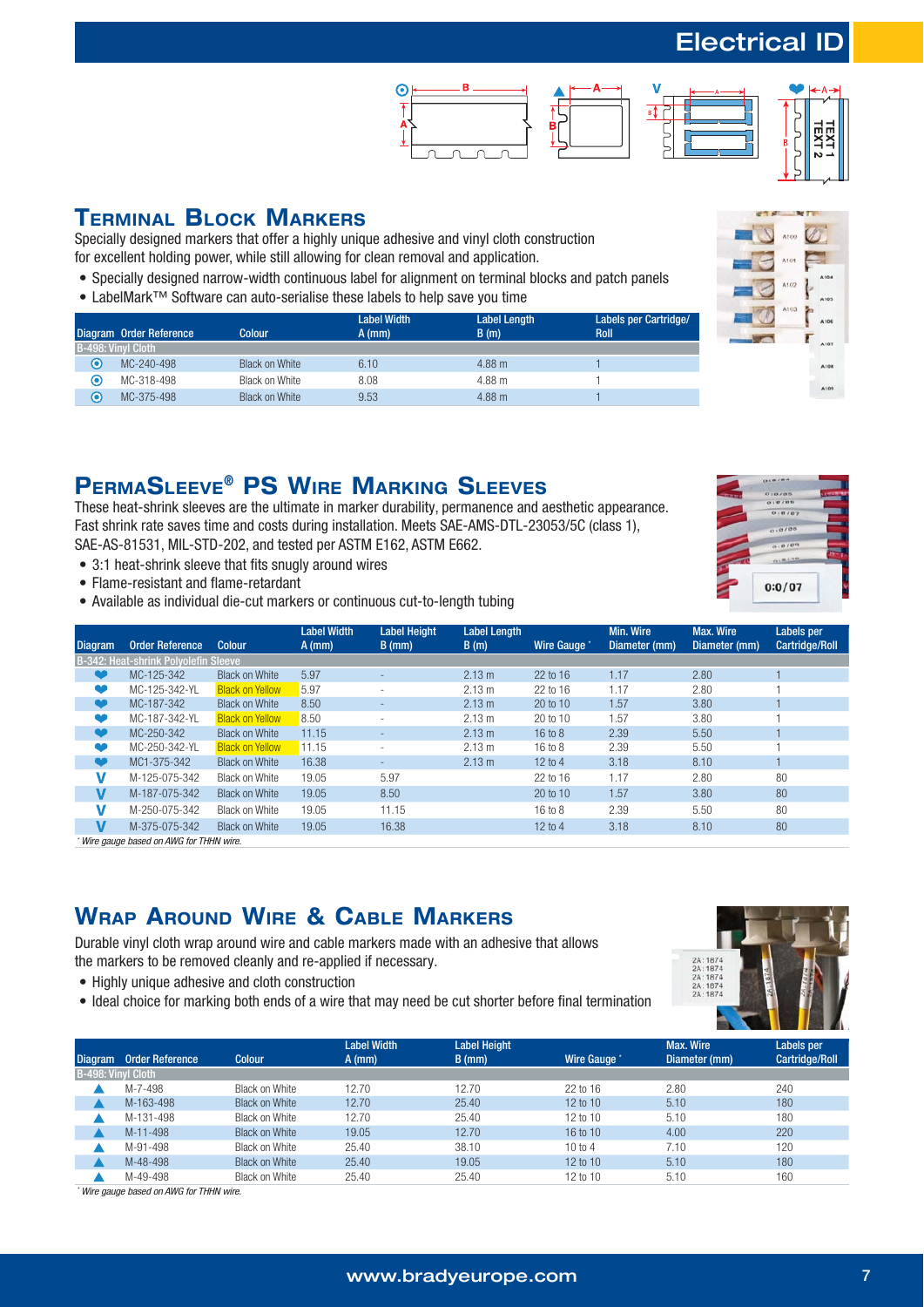## Terminal Block Markers

Specially designed markers that offer a highly unique adhesive and vinyl cloth construction for excellent holding power, while still allowing for clean removal and application.

- Specially designed narrow-width continuous label for alignment on terminal blocks and patch panels
- LabelMark™ Software can auto-serialise these labels to help save you time

| Diagram | Order Reference | Colour | Label Width A (mm) | Label Length B (m) | Labels per Cartridge/ Roll |
|---|---|---|---|---|---|
| **B-498: Vinyl Cloth** | | | | | |
| ⊙ | MC-240-498 | Black on White | 6.10 | 4.88 m | 1 |
| ⊙ | MC-318-498 | Black on White | 8.08 | 4.88 m | 1 |
| ⊙ | MC-375-498 | Black on White | 9.53 | 4.88 m | 1 |

## PermaSleeve® PS Wire Marking Sleeves

These heat-shrink sleeves are the ultimate in marker durability, permanence and aesthetic appearance. Fast shrink rate saves time and costs during installation. Meets SAE-AMS-DTL-23053/5C (class 1), SAE-AS-81531, MIL-STD-202, and tested per ASTM E162, ASTM E662.

- 3:1 heat-shrink sleeve that fits snugly around wires
- Flame-resistant and flame-retardant
- Available as individual die-cut markers or continuous cut-to-length tubing

| Diagram | Order Reference | Colour | Label Width A (mm) | Label Height B (mm) | Label Length B (m) | Wire Gauge * | Min. Wire Diameter (mm) | Max. Wire Diameter (mm) | Labels per Cartridge/Roll |
|---|---|---|---|---|---|---|---|---|---|
| **B-342: Heat-shrink Polyolefin Sleeve** | | | | | | | | | |
| ❤ | MC-125-342 | Black on White | 5.97 | - | 2.13 m | 22 to 16 | 1.17 | 2.80 | 1 |
| ❤ | MC-125-342-YL | Black on Yellow | 5.97 | - | 2.13 m | 22 to 16 | 1.17 | 2.80 | 1 |
| ❤ | MC-187-342 | Black on White | 8.50 | - | 2.13 m | 20 to 10 | 1.57 | 3.80 | 1 |
| ❤ | MC-187-342-YL | Black on Yellow | 8.50 | - | 2.13 m | 20 to 10 | 1.57 | 3.80 | 1 |
| ❤ | MC-250-342 | Black on White | 11.15 | - | 2.13 m | 16 to 8 | 2.39 | 5.50 | 1 |
| ❤ | MC-250-342-YL | Black on Yellow | 11.15 | - | 2.13 m | 16 to 8 | 2.39 | 5.50 | 1 |
| ❤ | MC1-375-342 | Black on White | 16.38 | - | 2.13 m | 12 to 4 | 3.18 | 8.10 | 1 |
| V | M-125-075-342 | Black on White | 19.05 | 5.97 | | 22 to 16 | 1.17 | 2.80 | 80 |
| V | M-187-075-342 | Black on White | 19.05 | 8.50 | | 20 to 10 | 1.57 | 3.80 | 80 |
| V | M-250-075-342 | Black on White | 19.05 | 11.15 | | 16 to 8 | 2.39 | 5.50 | 80 |
| V | M-375-075-342 | Black on White | 19.05 | 16.38 | | 12 to 4 | 3.18 | 8.10 | 80 |

*\* Wire gauge based on AWG for THHN wire.*

## Wrap Around Wire & Cable Markers

Durable vinyl cloth wrap around wire and cable markers made with an adhesive that allows the markers to be removed cleanly and re-applied if necessary.

- Highly unique adhesive and cloth construction
- Ideal choice for marking both ends of a wire that may need be cut shorter before final termination

| Diagram | Order Reference | Colour | Label Width A (mm) | Label Height B (mm) | Wire Gauge * | Max. Wire Diameter (mm) | Labels per Cartridge/Roll |
|---|---|---|---|---|---|---|---|
| **B-498: Vinyl Cloth** | | | | | | | |
| ▲ | M-7-498 | Black on White | 12.70 | 12.70 | 22 to 16 | 2.80 | 240 |
| ▲ | M-163-498 | Black on White | 12.70 | 25.40 | 12 to 10 | 5.10 | 180 |
| ▲ | M-131-498 | Black on White | 12.70 | 25.40 | 12 to 10 | 5.10 | 180 |
| ▲ | M-11-498 | Black on White | 19.05 | 12.70 | 16 to 10 | 4.00 | 220 |
| ▲ | M-91-498 | Black on White | 25.40 | 38.10 | 10 to 4 | 7.10 | 120 |
| ▲ | M-48-498 | Black on White | 25.40 | 19.05 | 12 to 10 | 5.10 | 180 |
| ▲ | M-49-498 | Black on White | 25.40 | 25.40 | 12 to 10 | 5.10 | 160 |

*\* Wire gauge based on AWG for THHN wire.*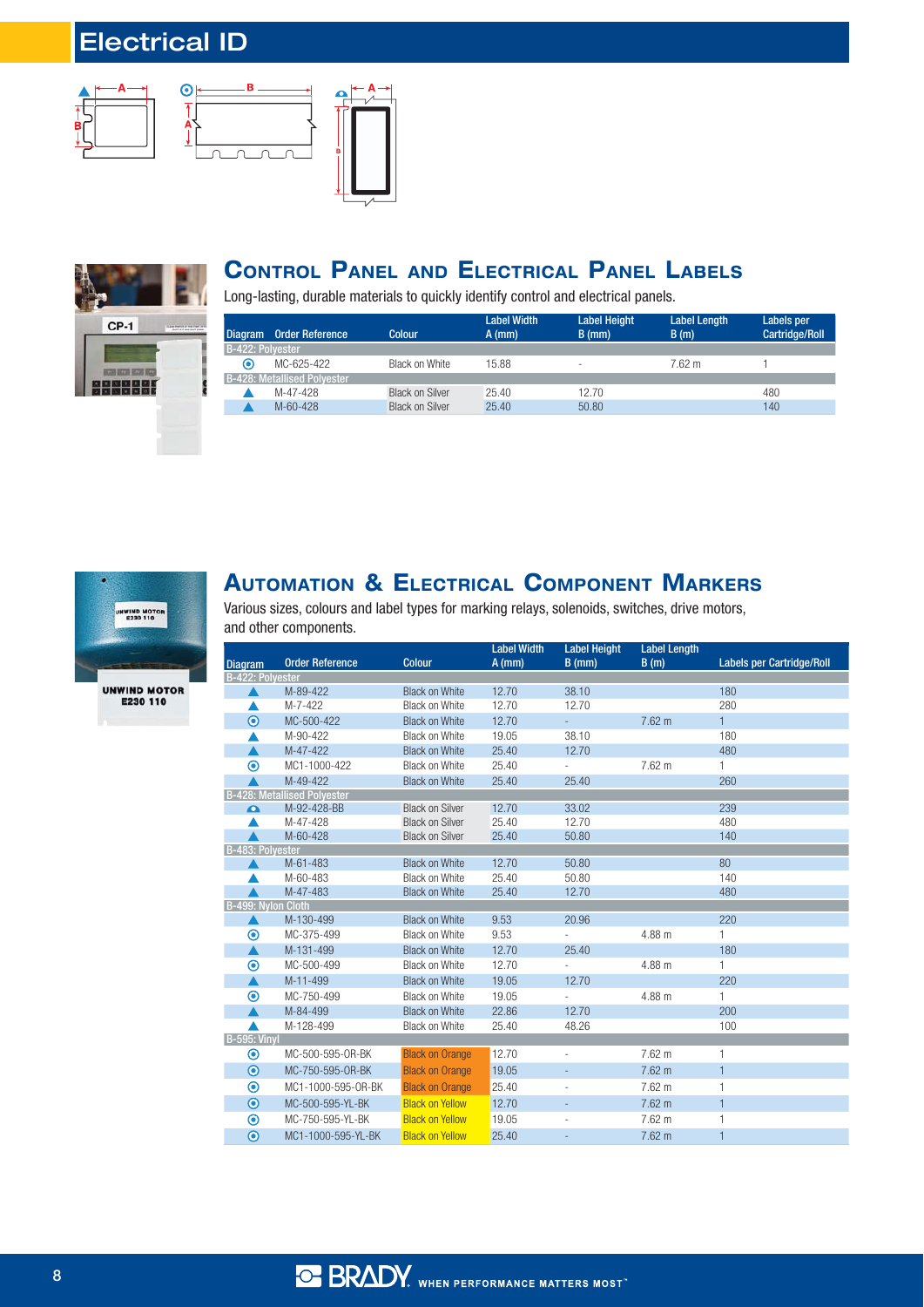# Electrical ID

## Control Panel and Electrical Panel Labels

Long-lasting, durable materials to quickly identify control and electrical panels.

| Diagram | Order Reference | Colour | Label Width A (mm) | Label Height B (mm) | Label Length B (m) | Labels per Cartridge/Roll |
|---|---|---|---|---|---|---|
| B-422: Polyester | | | | | | |
| ⊙ | MC-625-422 | Black on White | 15.88 | - | 7.62 m | 1 |
| B-428: Metallised Polyester | | | | | | |
| ▲ | M-47-428 | Black on Silver | 25.40 | 12.70 | | 480 |
| ▲ | M-60-428 | Black on Silver | 25.40 | 50.80 | | 140 |

## Automation & Electrical Component Markers

Various sizes, colours and label types for marking relays, solenoids, switches, drive motors, and other components.

| Diagram | Order Reference | Colour | Label Width A (mm) | Label Height B (mm) | Label Length B (m) | Labels per Cartridge/Roll |
|---|---|---|---|---|---|---|
| B-422: Polyester | | | | | | |
| ▲ | M-89-422 | Black on White | 12.70 | 38.10 | | 180 |
| ▲ | M-7-422 | Black on White | 12.70 | 12.70 | | 280 |
| ⊙ | MC-500-422 | Black on White | 12.70 | - | 7.62 m | 1 |
| ▲ | M-90-422 | Black on White | 19.05 | 38.10 | | 180 |
| ▲ | M-47-422 | Black on White | 25.40 | 12.70 | | 480 |
| ⊙ | MC1-1000-422 | Black on White | 25.40 | - | 7.62 m | 1 |
| ▲ | M-49-422 | Black on White | 25.40 | 25.40 | | 260 |
| B-428: Metallised Polyester | | | | | | |
| ⏶ | M-92-428-BB | Black on Silver | 12.70 | 33.02 | | 239 |
| ▲ | M-47-428 | Black on Silver | 25.40 | 12.70 | | 480 |
| ▲ | M-60-428 | Black on Silver | 25.40 | 50.80 | | 140 |
| B-483: Polyester | | | | | | |
| ▲ | M-61-483 | Black on White | 12.70 | 50.80 | | 80 |
| ▲ | M-60-483 | Black on White | 25.40 | 50.80 | | 140 |
| ▲ | M-47-483 | Black on White | 25.40 | 12.70 | | 480 |
| B-499: Nylon Cloth | | | | | | |
| ▲ | M-130-499 | Black on White | 9.53 | 20.96 | | 220 |
| ⊙ | MC-375-499 | Black on White | 9.53 | - | 4.88 m | 1 |
| ▲ | M-131-499 | Black on White | 12.70 | 25.40 | | 180 |
| ⊙ | MC-500-499 | Black on White | 12.70 | - | 4.88 m | 1 |
| ▲ | M-11-499 | Black on White | 19.05 | 12.70 | | 220 |
| ⊙ | MC-750-499 | Black on White | 19.05 | - | 4.88 m | 1 |
| ▲ | M-84-499 | Black on White | 22.86 | 12.70 | | 200 |
| ▲ | M-128-499 | Black on White | 25.40 | 48.26 | | 100 |
| B-595: Vinyl | | | | | | |
| ⊙ | MC-500-595-OR-BK | Black on Orange | 12.70 | - | 7.62 m | 1 |
| ⊙ | MC-750-595-OR-BK | Black on Orange | 19.05 | - | 7.62 m | 1 |
| ⊙ | MC1-1000-595-OR-BK | Black on Orange | 25.40 | - | 7.62 m | 1 |
| ⊙ | MC-500-595-YL-BK | Black on Yellow | 12.70 | - | 7.62 m | 1 |
| ⊙ | MC-750-595-YL-BK | Black on Yellow | 19.05 | - | 7.62 m | 1 |
| ⊙ | MC1-1000-595-YL-BK | Black on Yellow | 25.40 | - | 7.62 m | 1 |

BRADY. WHEN PERFORMANCE MATTERS MOST™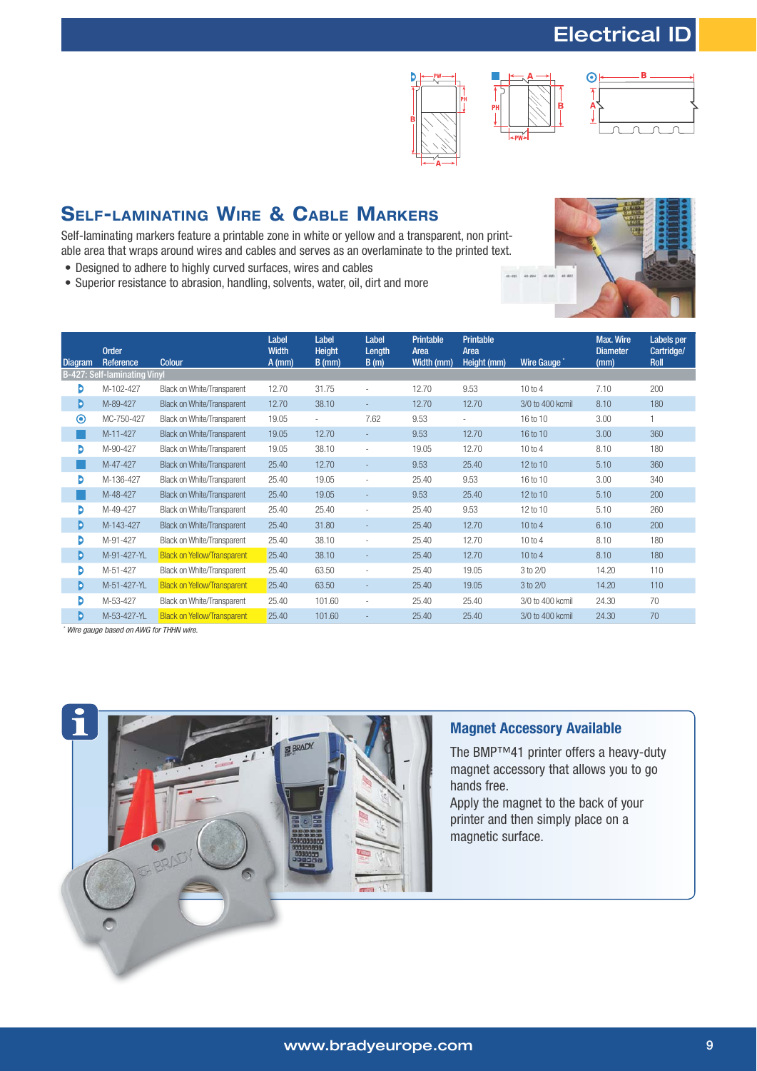## Self-laminating Wire & Cable Markers

Self-laminating markers feature a printable zone in white or yellow and a transparent, non printable area that wraps around wires and cables and serves as an overlaminate to the printed text.

- Designed to adhere to highly curved surfaces, wires and cables
- Superior resistance to abrasion, handling, solvents, water, oil, dirt and more

| Diagram | Order Reference | Colour | Label Width A (mm) | Label Height B (mm) | Label Length B (m) | Printable Area Width (mm) | Printable Area Height (mm) | Wire Gauge * | Max. Wire Diameter (mm) | Labels per Cartridge/ Roll |
|---|---|---|---|---|---|---|---|---|---|---|
| **B-427: Self-laminating Vinyl** | | | | | | | | | | |
| | M-102-427 | Black on White/Transparent | 12.70 | 31.75 | - | 12.70 | 9.53 | 10 to 4 | 7.10 | 200 |
| | M-89-427 | Black on White/Transparent | 12.70 | 38.10 | - | 12.70 | 12.70 | 3/0 to 400 kcmil | 8.10 | 180 |
| | MC-750-427 | Black on White/Transparent | 19.05 | - | 7.62 | 9.53 | - | 16 to 10 | 3.00 | 1 |
| | M-11-427 | Black on White/Transparent | 19.05 | 12.70 | - | 9.53 | 12.70 | 16 to 10 | 3.00 | 360 |
| | M-90-427 | Black on White/Transparent | 19.05 | 38.10 | - | 19.05 | 12.70 | 10 to 4 | 8.10 | 180 |
| | M-47-427 | Black on White/Transparent | 25.40 | 12.70 | - | 9.53 | 25.40 | 12 to 10 | 5.10 | 360 |
| | M-136-427 | Black on White/Transparent | 25.40 | 19.05 | - | 25.40 | 9.53 | 16 to 10 | 3.00 | 340 |
| | M-48-427 | Black on White/Transparent | 25.40 | 19.05 | - | 9.53 | 25.40 | 12 to 10 | 5.10 | 200 |
| | M-49-427 | Black on White/Transparent | 25.40 | 25.40 | - | 25.40 | 9.53 | 12 to 10 | 5.10 | 260 |
| | M-143-427 | Black on White/Transparent | 25.40 | 31.80 | - | 25.40 | 12.70 | 10 to 4 | 6.10 | 200 |
| | M-91-427 | Black on White/Transparent | 25.40 | 38.10 | - | 25.40 | 12.70 | 10 to 4 | 8.10 | 180 |
| | M-91-427-YL | Black on Yellow/Transparent | 25.40 | 38.10 | - | 25.40 | 12.70 | 10 to 4 | 8.10 | 180 |
| | M-51-427 | Black on White/Transparent | 25.40 | 63.50 | - | 25.40 | 19.05 | 3 to 2/0 | 14.20 | 110 |
| | M-51-427-YL | Black on Yellow/Transparent | 25.40 | 63.50 | - | 25.40 | 19.05 | 3 to 2/0 | 14.20 | 110 |
| | M-53-427 | Black on White/Transparent | 25.40 | 101.60 | - | 25.40 | 25.40 | 3/0 to 400 kcmil | 24.30 | 70 |
| | M-53-427-YL | Black on Yellow/Transparent | 25.40 | 101.60 | - | 25.40 | 25.40 | 3/0 to 400 kcmil | 24.30 | 70 |

*Wire gauge based on AWG for THHN wire.*

### Magnet Accessory Available

The BMP™41 printer offers a heavy-duty magnet accessory that allows you to go hands free.
Apply the magnet to the back of your printer and then simply place on a magnetic surface.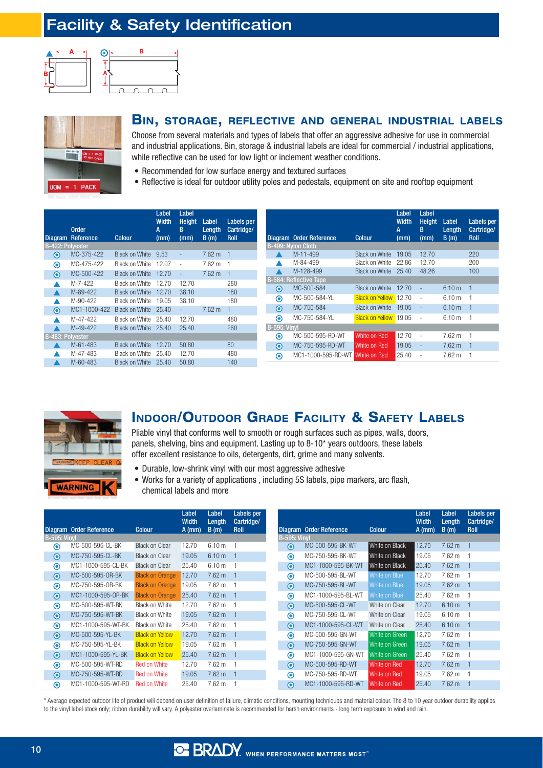# Facility & Safety Identification

## Bin, storage, reflective and general industrial labels

Choose from several materials and types of labels that offer an aggressive adhesive for use in commercial and industrial applications. Bin, storage & industrial labels are ideal for commercial / industrial applications, while reflective can be used for low light or inclement weather conditions.

- Recommended for low surface energy and textured surfaces
- Reflective is ideal for outdoor utility poles and pedestals, equipment on site and rooftop equipment

| Diagram | Order Reference | Colour | Label Width A (mm) | Label Height B (mm) | Label Length B (m) | Labels per Cartridge/ Roll |
|---|---|---|---|---|---|---|
| **B-422: Polyester** | | | | | | |
| ◉ | MC-375-422 | Black on White | 9.53 | - | 7.62 m | 1 |
| ◉ | MC-475-422 | Black on White | 12.07 | - | 7.62 m | 1 |
| ◉ | MC-500-422 | Black on White | 12.70 | - | 7.62 m | 1 |
| ▲ | M-7-422 | Black on White | 12.70 | 12.70 | | 280 |
| ▲ | M-89-422 | Black on White | 12.70 | 38.10 | | 180 |
| ▲ | M-90-422 | Black on White | 19.05 | 38.10 | | 180 |
| ◉ | MC1-1000-422 | Black on White | 25.40 | - | 7.62 m | 1 |
| ▲ | M-47-422 | Black on White | 25.40 | 12.70 | | 480 |
| ▲ | M-49-422 | Black on White | 25.40 | 25.40 | | 260 |
| **B-483: Polyester** | | | | | | |
| ▲ | M-61-483 | Black on White | 12.70 | 50.80 | | 80 |
| ▲ | M-47-483 | Black on White | 25.40 | 12.70 | | 480 |
| ▲ | M-60-483 | Black on White | 25.40 | 50.80 | | 140 |

| Diagram | Order Reference | Colour | Label Width A (mm) | Label Height B (mm) | Label Length B (m) | Labels per Cartridge/ Roll |
|---|---|---|---|---|---|---|
| **B-499: Nylon Cloth** | | | | | | |
| ▲ | M-11-499 | Black on White | 19.05 | 12.70 | | 220 |
| ▲ | M-84-499 | Black on White | 22.86 | 12.70 | | 200 |
| ▲ | M-128-499 | Black on White | 25.40 | 48.26 | | 100 |
| **B-584: Reflective Tape** | | | | | | |
| ◉ | MC-500-584 | Black on White | 12.70 | - | 6.10 m | 1 |
| ◉ | MC-500-584-YL | Black on Yellow | 12.70 | - | 6.10 m | 1 |
| ◉ | MC-750-584 | Black on White | 19.05 | - | 6.10 m | 1 |
| ◉ | MC-750-584-YL | Black on Yellow | 19.05 | - | 6.10 m | 1 |
| **B-595: Vinyl** | | | | | | |
| ◉ | MC-500-595-RD-WT | White on Red | 12.70 | - | 7.62 m | 1 |
| ◉ | MC-750-595-RD-WT | White on Red | 19.05 | - | 7.62 m | 1 |
| ◉ | MC1-1000-595-RD-WT | White on Red | 25.40 | - | 7.62 m | 1 |

## Indoor/Outdoor Grade Facility & Safety Labels

Pliable vinyl that conforms well to smooth or rough surfaces such as pipes, walls, doors, panels, shelving, bins and equipment. Lasting up to 8-10* years outdoors, these labels offer excellent resistance to oils, detergents, dirt, grime and many solvents.

- Durable, low-shrink vinyl with our most aggressive adhesive
- Works for a variety of applications , including 5S labels, pipe markers, arc flash, chemical labels and more

| Diagram | Order Reference | Colour | Label Width A (mm) | Label Length B (m) | Labels per Cartridge/ Roll |
|---|---|---|---|---|---|
| **B-595: Vinyl** | | | | | |
| ◉ | MC-500-595-CL-BK | Black on Clear | 12.70 | 6.10 m | 1 |
| ◉ | MC-750-595-CL-BK | Black on Clear | 19.05 | 6.10 m | 1 |
| ◉ | MC1-1000-595-CL-BK | Black on Clear | 25.40 | 6.10 m | 1 |
| ◉ | MC-500-595-OR-BK | Black on Orange | 12.70 | 7.62 m | 1 |
| ◉ | MC-750-595-OR-BK | Black on Orange | 19.05 | 7.62 m | 1 |
| ◉ | MC1-1000-595-OR-BK | Black on Orange | 25.40 | 7.62 m | 1 |
| ◉ | MC-500-595-WT-BK | Black on White | 12.70 | 7.62 m | 1 |
| ◉ | MC-750-595-WT-BK | Black on White | 19.05 | 7.62 m | 1 |
| ◉ | MC1-1000-595-WT-BK | Black on White | 25.40 | 7.62 m | 1 |
| ◉ | MC-500-595-YL-BK | Black on Yellow | 12.70 | 7.62 m | 1 |
| ◉ | MC-750-595-YL-BK | Black on Yellow | 19.05 | 7.62 m | 1 |
| ◉ | MC1-1000-595-YL-BK | Black on Yellow | 25.40 | 7.62 m | 1 |
| ◉ | MC-500-595-WT-RD | Red on White | 12.70 | 7.62 m | 1 |
| ◉ | MC-750-595-WT-RD | Red on White | 19.05 | 7.62 m | 1 |
| ◉ | MC1-1000-595-WT-RD | Red on White | 25.40 | 7.62 m | 1 |

| Diagram | Order Reference | Colour | Label Width A (mm) | Label Length B (m) | Labels per Cartridge/ Roll |
|---|---|---|---|---|---|
| **B-595: Vinyl** | | | | | |
| ◉ | MC-500-595-BK-WT | White on Black | 12.70 | 7.62 m | 1 |
| ◉ | MC-750-595-BK-WT | White on Black | 19.05 | 7.62 m | 1 |
| ◉ | MC1-1000-595-BK-WT | White on Black | 25.40 | 7.62 m | 1 |
| ◉ | MC-500-595-BL-WT | White on Blue | 12.70 | 7.62 m | 1 |
| ◉ | MC-750-595-BL-WT | White on Blue | 19.05 | 7.62 m | 1 |
| ◉ | MC1-1000-595-BL-WT | White on Blue | 25.40 | 7.62 m | 1 |
| ◉ | MC-500-595-CL-WT | White on Clear | 12.70 | 6.10 m | 1 |
| ◉ | MC-750-595-CL-WT | White on Clear | 19.05 | 6.10 m | 1 |
| ◉ | MC1-1000-595-CL-WT | White on Clear | 25.40 | 6.10 m | 1 |
| ◉ | MC-500-595-GN-WT | White on Green | 12.70 | 7.62 m | 1 |
| ◉ | MC-750-595-GN-WT | White on Green | 19.05 | 7.62 m | 1 |
| ◉ | MC1-1000-595-GN-WT | White on Green | 25.40 | 7.62 m | 1 |
| ◉ | MC-500-595-RD-WT | White on Red | 12.70 | 7.62 m | 1 |
| ◉ | MC-750-595-RD-WT | White on Red | 19.05 | 7.62 m | 1 |
| ◉ | MC1-1000-595-RD-WT | White on Red | 25.40 | 7.62 m | 1 |

* Average expected outdoor life of product will depend on user definition of failure, climatic conditions, mounting techniques and material colour. The 8 to 10 year outdoor durability applies to the vinyl label stock only; ribbon durability will vary. A polyester overlaminate is recommended for harsh environments - long term exposure to wind and rain.

BRADY WHEN PERFORMANCE MATTERS MOST™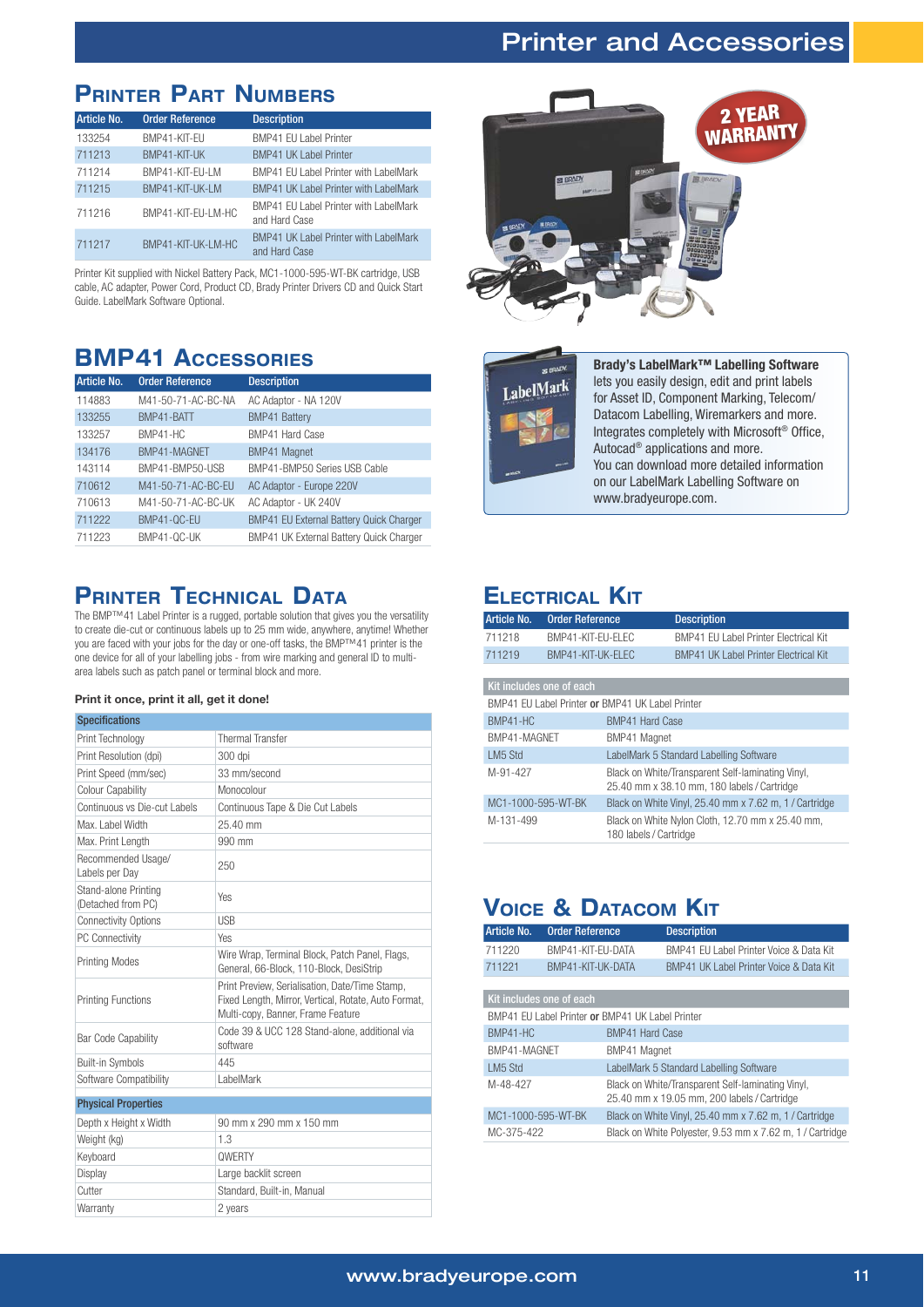# Printer and Accessories

## Printer Part Numbers

| Article No. | Order Reference | Description |
|---|---|---|
| 133254 | BMP41-KIT-EU | BMP41 EU Label Printer |
| 711213 | BMP41-KIT-UK | BMP41 UK Label Printer |
| 711214 | BMP41-KIT-EU-LM | BMP41 EU Label Printer with LabelMark |
| 711215 | BMP41-KIT-UK-LM | BMP41 UK Label Printer with LabelMark |
| 711216 | BMP41-KIT-EU-LM-HC | BMP41 EU Label Printer with LabelMark and Hard Case |
| 711217 | BMP41-KIT-UK-LM-HC | BMP41 UK Label Printer with LabelMark and Hard Case |

Printer Kit supplied with Nickel Battery Pack, MC1-1000-595-WT-BK cartridge, USB cable, AC adapter, Power Cord, Product CD, Brady Printer Drivers CD and Quick Start Guide. LabelMark Software Optional.

2 YEAR WARRANTY

## BMP41 Accessories

| Article No. | Order Reference | Description |
|---|---|---|
| 114883 | M41-50-71-AC-BC-NA | AC Adaptor - NA 120V |
| 133255 | BMP41-BATT | BMP41 Battery |
| 133257 | BMP41-HC | BMP41 Hard Case |
| 134176 | BMP41-MAGNET | BMP41 Magnet |
| 143114 | BMP41-BMP50-USB | BMP41-BMP50 Series USB Cable |
| 710612 | M41-50-71-AC-BC-EU | AC Adaptor - Europe 220V |
| 710613 | M41-50-71-AC-BC-UK | AC Adaptor - UK 240V |
| 711222 | BMP41-QC-EU | BMP41 EU External Battery Quick Charger |
| 711223 | BMP41-QC-UK | BMP41 UK External Battery Quick Charger |

**Brady's LabelMark™ Labelling Software** lets you easily design, edit and print labels for Asset ID, Component Marking, Telecom/ Datacom Labelling, Wiremarkers and more. Integrates completely with Microsoft® Office, Autocad® applications and more. You can download more detailed information on our LabelMark Labelling Software on www.bradyeurope.com.

## Printer Technical Data

The BMP™41 Label Printer is a rugged, portable solution that gives you the versatility to create die-cut or continuous labels up to 25 mm wide, anywhere, anytime! Whether you are faced with your jobs for the day or one-off tasks, the BMP™41 printer is the one device for all of your labelling jobs - from wire marking and general ID to multi-area labels such as patch panel or terminal block and more.

**Print it once, print it all, get it done!**

| Specifications | |
|---|---|
| Print Technology | Thermal Transfer |
| Print Resolution (dpi) | 300 dpi |
| Print Speed (mm/sec) | 33 mm/second |
| Colour Capability | Monocolour |
| Continuous vs Die-cut Labels | Continuous Tape & Die Cut Labels |
| Max. Label Width | 25.40 mm |
| Max. Print Length | 990 mm |
| Recommended Usage/ Labels per Day | 250 |
| Stand-alone Printing (Detached from PC) | Yes |
| Connectivity Options | USB |
| PC Connectivity | Yes |
| Printing Modes | Wire Wrap, Terminal Block, Patch Panel, Flags, General, 66-Block, 110-Block, DesiStrip |
| Printing Functions | Print Preview, Serialisation, Date/Time Stamp, Fixed Length, Mirror, Vertical, Rotate, Auto Format, Multi-copy, Banner, Frame Feature |
| Bar Code Capability | Code 39 & UCC 128 Stand-alone, additional via software |
| Built-in Symbols | 445 |
| Software Compatibility | LabelMark |

| Physical Properties | |
|---|---|
| Depth x Height x Width | 90 mm x 290 mm x 150 mm |
| Weight (kg) | 1.3 |
| Keyboard | QWERTY |
| Display | Large backlit screen |
| Cutter | Standard, Built-in, Manual |
| Warranty | 2 years |

## Electrical Kit

| Article No. | Order Reference | Description |
|---|---|---|
| 711218 | BMP41-KIT-EU-ELEC | BMP41 EU Label Printer Electrical Kit |
| 711219 | BMP41-KIT-UK-ELEC | BMP41 UK Label Printer Electrical Kit |

| Kit includes one of each | |
|---|---|
| BMP41 EU Label Printer **or** BMP41 UK Label Printer | |
| BMP41-HC | BMP41 Hard Case |
| BMP41-MAGNET | BMP41 Magnet |
| LM5 Std | LabelMark 5 Standard Labelling Software |
| M-91-427 | Black on White/Transparent Self-laminating Vinyl, 25.40 mm x 38.10 mm, 180 labels / Cartridge |
| MC1-1000-595-WT-BK | Black on White Vinyl, 25.40 mm x 7.62 m, 1 / Cartridge |
| M-131-499 | Black on White Nylon Cloth, 12.70 mm x 25.40 mm, 180 labels / Cartridge |

## Voice & Datacom Kit

| Article No. | Order Reference | Description |
|---|---|---|
| 711220 | BMP41-KIT-EU-DATA | BMP41 EU Label Printer Voice & Data Kit |
| 711221 | BMP41-KIT-UK-DATA | BMP41 UK Label Printer Voice & Data Kit |

| Kit includes one of each | |
|---|---|
| BMP41 EU Label Printer **or** BMP41 UK Label Printer | |
| BMP41-HC | BMP41 Hard Case |
| BMP41-MAGNET | BMP41 Magnet |
| LM5 Std | LabelMark 5 Standard Labelling Software |
| M-48-427 | Black on White/Transparent Self-laminating Vinyl, 25.40 mm x 19.05 mm, 200 labels / Cartridge |
| MC1-1000-595-WT-BK | Black on White Vinyl, 25.40 mm x 7.62 m, 1 / Cartridge |
| MC-375-422 | Black on White Polyester, 9.53 mm x 7.62 m, 1 / Cartridge |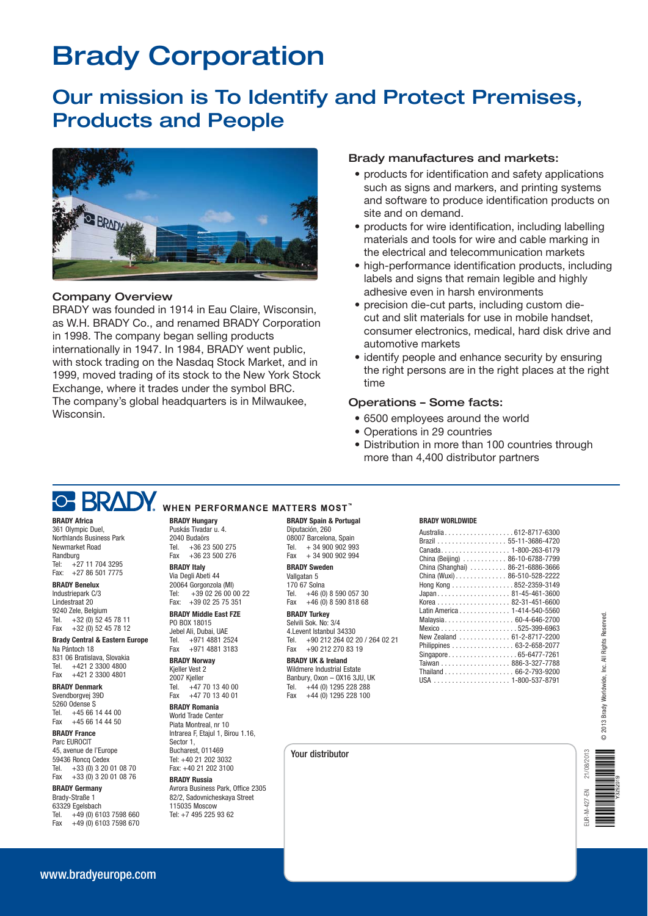# Brady Corporation

## Our mission is To Identify and Protect Premises, Products and People

### Company Overview

BRADY was founded in 1914 in Eau Claire, Wisconsin, as W.H. BRADY Co., and renamed BRADY Corporation in 1998. The company began selling products internationally in 1947. In 1984, BRADY went public, with stock trading on the Nasdaq Stock Market, and in 1999, moved trading of its stock to the New York Stock Exchange, where it trades under the symbol BRC. The company's global headquarters is in Milwaukee, Wisconsin.

### Brady manufactures and markets:

- products for identification and safety applications such as signs and markers, and printing systems and software to produce identification products on site and on demand.
- products for wire identification, including labelling materials and tools for wire and cable marking in the electrical and telecommunication markets
- high-performance identification products, including labels and signs that remain legible and highly adhesive even in harsh environments
- precision die-cut parts, including custom die-cut and slit materials for use in mobile handset, consumer electronics, medical, hard disk drive and automotive markets
- identify people and enhance security by ensuring the right persons are in the right places at the right time

### Operations – Some facts:

- 6500 employees around the world
- Operations in 29 countries
- Distribution in more than 100 countries through more than 4,400 distributor partners

BRADY. WHEN PERFORMANCE MATTERS MOST™

**BRADY Africa**
361 Olympic Duel,
Northlands Business Park
Newmarket Road
Randburg
Tel: +27 11 704 3295
Fax: +27 86 501 7775

**BRADY Benelux**
Industriepark C/3
Lindestraat 20
9240 Zele, Belgium
Tel. +32 (0) 52 45 78 11
Fax +32 (0) 52 45 78 12

**Brady Central & Eastern Europe**
Na Pántoch 18
831 06 Bratislava, Slovakia
Tel. +421 2 3300 4800
Fax +421 2 3300 4801

**BRADY Denmark**
Svendborgvej 39D
5260 Odense S
Tel. +45 66 14 44 00
Fax +45 66 14 44 50

**BRADY France**
Parc EUROCIT
45, avenue de l'Europe
59436 Roncq Cedex
Tel. +33 (0) 3 20 01 08 70
Fax +33 (0) 3 20 01 08 76

**BRADY Germany**
Brady-Straße 1
63329 Egelsbach
Tel. +49 (0) 6103 7598 660
Fax +49 (0) 6103 7598 670

**BRADY Hungary**
Puskás Tivadar u. 4.
2040 Budaörs
Tel. +36 23 500 275
Fax +36 23 500 276

**BRADY Italy**
Via Degli Abeti 44
20064 Gorgonzola (MI)
Tel: +39 02 26 00 00 22
Fax: +39 02 25 75 351

**BRADY Middle East FZE**
PO BOX 18015
Jebel Ali, Dubai, UAE
Tel. +971 4881 2524
Fax +971 4881 3183

**BRADY Norway**
Kjeller Vest 2
2007 Kjeller
Tel. +47 70 13 40 00
Fax +47 70 13 40 01

**BRADY Romania**
World Trade Center
Piata Montreal, nr 10
Intrarea F, Etajul 1, Birou 1.16,
Sector 1,
Bucharest, 011469
Tel: +40 21 202 3032
Fax: +40 21 202 3100

**BRADY Russia**
Avrora Business Park, Office 2305
82/2, Sadovnicheskaya Street
115035 Moscow
Tel: +7 495 225 93 62

**BRADY Spain & Portugal**
Diputación, 260
08007 Barcelona, Spain
Tel. + 34 900 902 993
Fax + 34 900 902 994

**BRADY Sweden**
Vallgatan 5
170 67 Solna
Tel. +46 (0) 8 590 057 30
Fax +46 (0) 8 590 818 68

**BRADY Turkey**
Selvili Sok. No: 3/4
4.Levent Istanbul 34330
Tel. +90 212 264 02 20 / 264 02 21
Fax +90 212 270 83 19

**BRADY UK & Ireland**
Wildmere Industrial Estate
Banbury, Oxon – OX16 3JU, UK
Tel. +44 (0) 1295 228 288
Fax +44 (0) 1295 228 100

**BRADY WORLDWIDE**

| | |
|---|---|
| Australia | 612-8717-6300 |
| Brazil | 55-11-3686-4720 |
| Canada | 1-800-263-6179 |
| China (Beijing) | 86-10-6788-7799 |
| China (Shanghai) | 86-21-6886-3666 |
| China (Wuxi) | 86-510-528-2222 |
| Hong Kong | 852-2359-3149 |
| Japan | 81-45-461-3600 |
| Korea | 82-31-451-6600 |
| Latin America | 1-414-540-5560 |
| Malaysia | 60-4-646-2700 |
| Mexico | 525-399-6963 |
| New Zealand | 61-2-8717-2200 |
| Philippines | 63-2-658-2077 |
| Singapore | 65-6477-7261 |
| Taiwan | 886-3-327-7788 |
| Thailand | 66-2-793-9200 |
| USA | 1-800-537-8791 |

Your distributor

© 2013 Brady Worldwide, Inc. All Rights Reserved.

EUR-M-427-EN 21/08/2013

Y3292019

www.bradyeurope.com